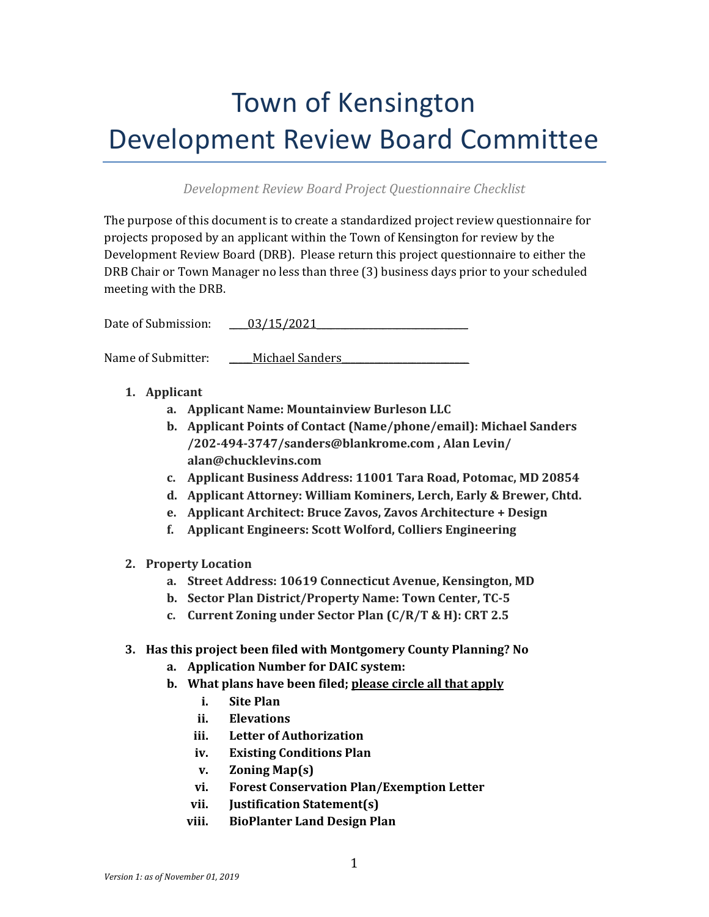# Town of Kensington
# Development Review Board Committee

*Development Review Board Project Questionnaire Checklist*

The purpose of this document is to create a standardized project review questionnaire for projects proposed by an applicant within the Town of Kensington for review by the Development Review Board (DRB). Please return this project questionnaire to either the DRB Chair or Town Manager no less than three (3) business days prior to your scheduled meeting with the DRB.

Date of Submission: 03/15/2021

Name of Submitter: Michael Sanders

1. **Applicant**
   a. **Applicant Name: Mountainview Burleson LLC**
   b. **Applicant Points of Contact (Name/phone/email): Michael Sanders /202-494-3747/sanders@blankrome.com , Alan Levin/ alan@chucklevins.com**
   c. **Applicant Business Address: 11001 Tara Road, Potomac, MD 20854**
   d. **Applicant Attorney: William Kominers, Lerch, Early & Brewer, Chtd.**
   e. **Applicant Architect: Bruce Zavos, Zavos Architecture + Design**
   f. **Applicant Engineers: Scott Wolford, Colliers Engineering**

2. **Property Location**
   a. **Street Address: 10619 Connecticut Avenue, Kensington, MD**
   b. **Sector Plan District/Property Name: Town Center, TC-5**
   c. **Current Zoning under Sector Plan (C/R/T & H): CRT 2.5**

3. **Has this project been filed with Montgomery County Planning? No**
   a. **Application Number for DAIC system:**
   b. **What plans have been filed; please circle all that apply**
      i. **Site Plan**
      ii. **Elevations**
      iii. **Letter of Authorization**
      iv. **Existing Conditions Plan**
      v. **Zoning Map(s)**
      vi. **Forest Conservation Plan/Exemption Letter**
      vii. **Justification Statement(s)**
      viii. **BioPlanter Land Design Plan**

*Version 1: as of November 01, 2019*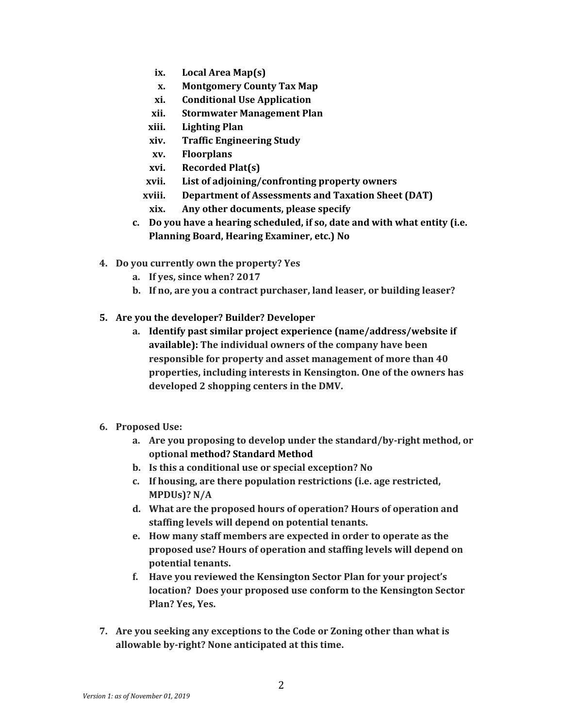ix. **Local Area Map(s)**
x. **Montgomery County Tax Map**
xi. **Conditional Use Application**
xii. **Stormwater Management Plan**
xiii. **Lighting Plan**
xiv. **Traffic Engineering Study**
xv. **Floorplans**
xvi. **Recorded Plat(s)**
xvii. **List of adjoining/confronting property owners**
xviii. **Department of Assessments and Taxation Sheet (DAT)**
xix. **Any other documents, please specify**

c. **Do you have a hearing scheduled, if so, date and with what entity (i.e. Planning Board, Hearing Examiner, etc.) No**

4. **Do you currently own the property? Yes**
   a. **If yes, since when? 2017**
   b. **If no, are you a contract purchaser, land leaser, or building leaser?**

5. **Are you the developer? Builder? Developer**
   a. **Identify past similar project experience (name/address/website if available):** **The individual owners of the company have been responsible for property and asset management of more than 40 properties, including interests in Kensington. One of the owners has developed 2 shopping centers in the DMV.**

6. **Proposed Use:**
   a. **Are you proposing to develop under the standard/by-right method, or optional method? Standard Method**
   b. **Is this a conditional use or special exception? No**
   c. **If housing, are there population restrictions (i.e. age restricted, MPDUs)? N/A**
   d. **What are the proposed hours of operation? Hours of operation and staffing levels will depend on potential tenants.**
   e. **How many staff members are expected in order to operate as the proposed use? Hours of operation and staffing levels will depend on potential tenants.**
   f. **Have you reviewed the Kensington Sector Plan for your project's location? Does your proposed use conform to the Kensington Sector Plan? Yes, Yes.**

7. **Are you seeking any exceptions to the Code or Zoning other than what is allowable by-right? None anticipated at this time.**

*Version 1: as of November 01, 2019*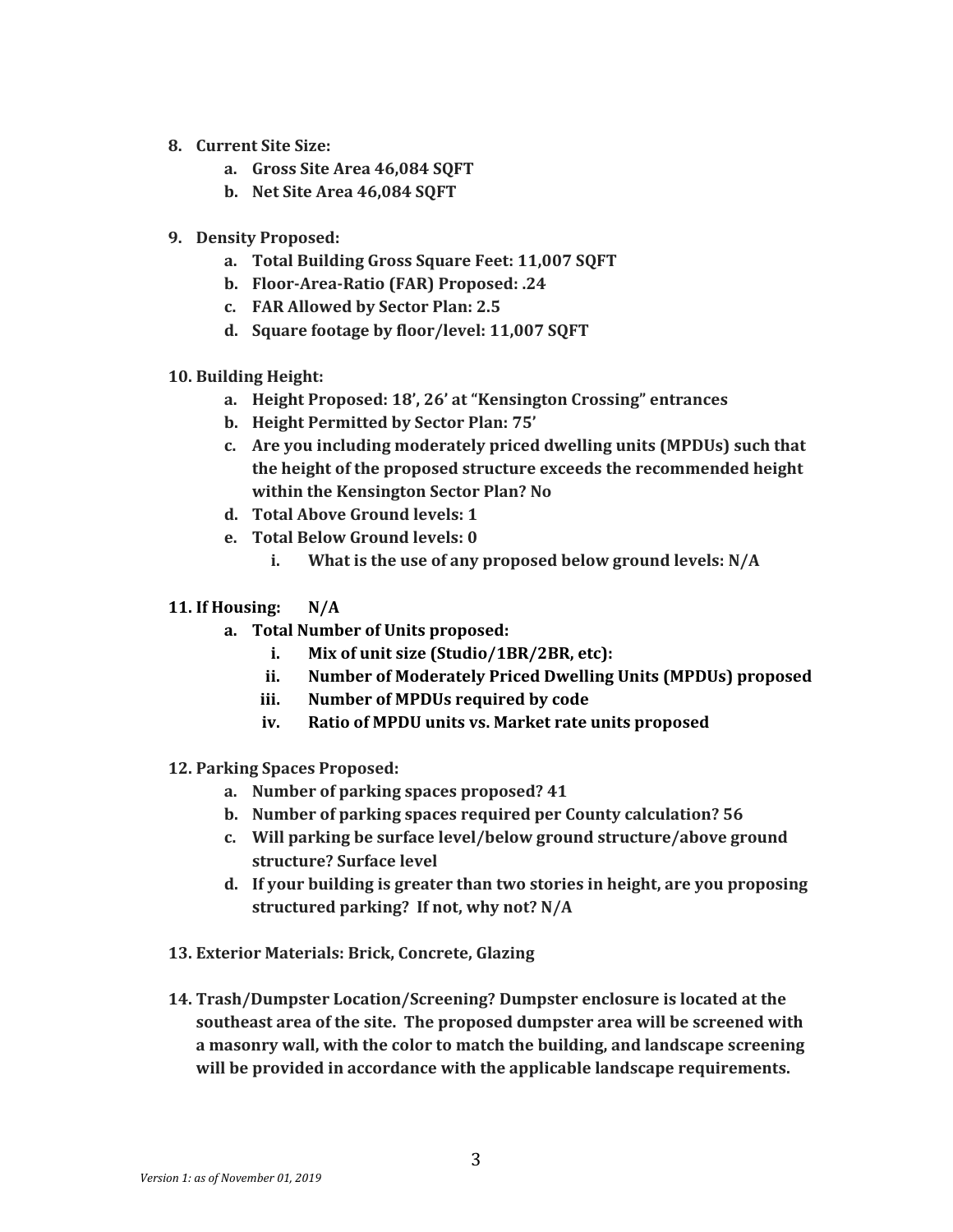8. **Current Site Size:**
    a. **Gross Site Area 46,084 SQFT**
    b. **Net Site Area 46,084 SQFT**

9. **Density Proposed:**
    a. **Total Building Gross Square Feet: 11,007 SQFT**
    b. **Floor-Area-Ratio (FAR) Proposed: .24**
    c. **FAR Allowed by Sector Plan: 2.5**
    d. **Square footage by floor/level: 11,007 SQFT**

10. **Building Height:**
    a. **Height Proposed: 18', 26' at "Kensington Crossing" entrances**
    b. **Height Permitted by Sector Plan: 75'**
    c. **Are you including moderately priced dwelling units (MPDUs) such that the height of the proposed structure exceeds the recommended height within the Kensington Sector Plan? No**
    d. **Total Above Ground levels: 1**
    e. **Total Below Ground levels: 0**
        i. **What is the use of any proposed below ground levels: N/A**

11. **If Housing: N/A**
    a. **Total Number of Units proposed:**
        i. **Mix of unit size (Studio/1BR/2BR, etc):**
        ii. **Number of Moderately Priced Dwelling Units (MPDUs) proposed**
        iii. **Number of MPDUs required by code**
        iv. **Ratio of MPDU units vs. Market rate units proposed**

12. **Parking Spaces Proposed:**
    a. **Number of parking spaces proposed? 41**
    b. **Number of parking spaces required per County calculation? 56**
    c. **Will parking be surface level/below ground structure/above ground structure? Surface level**
    d. **If your building is greater than two stories in height, are you proposing structured parking? If not, why not? N/A**

13. **Exterior Materials: Brick, Concrete, Glazing**

14. **Trash/Dumpster Location/Screening? Dumpster enclosure is located at the southeast area of the site. The proposed dumpster area will be screened with a masonry wall, with the color to match the building, and landscape screening will be provided in accordance with the applicable landscape requirements.**

*Version 1: as of November 01, 2019*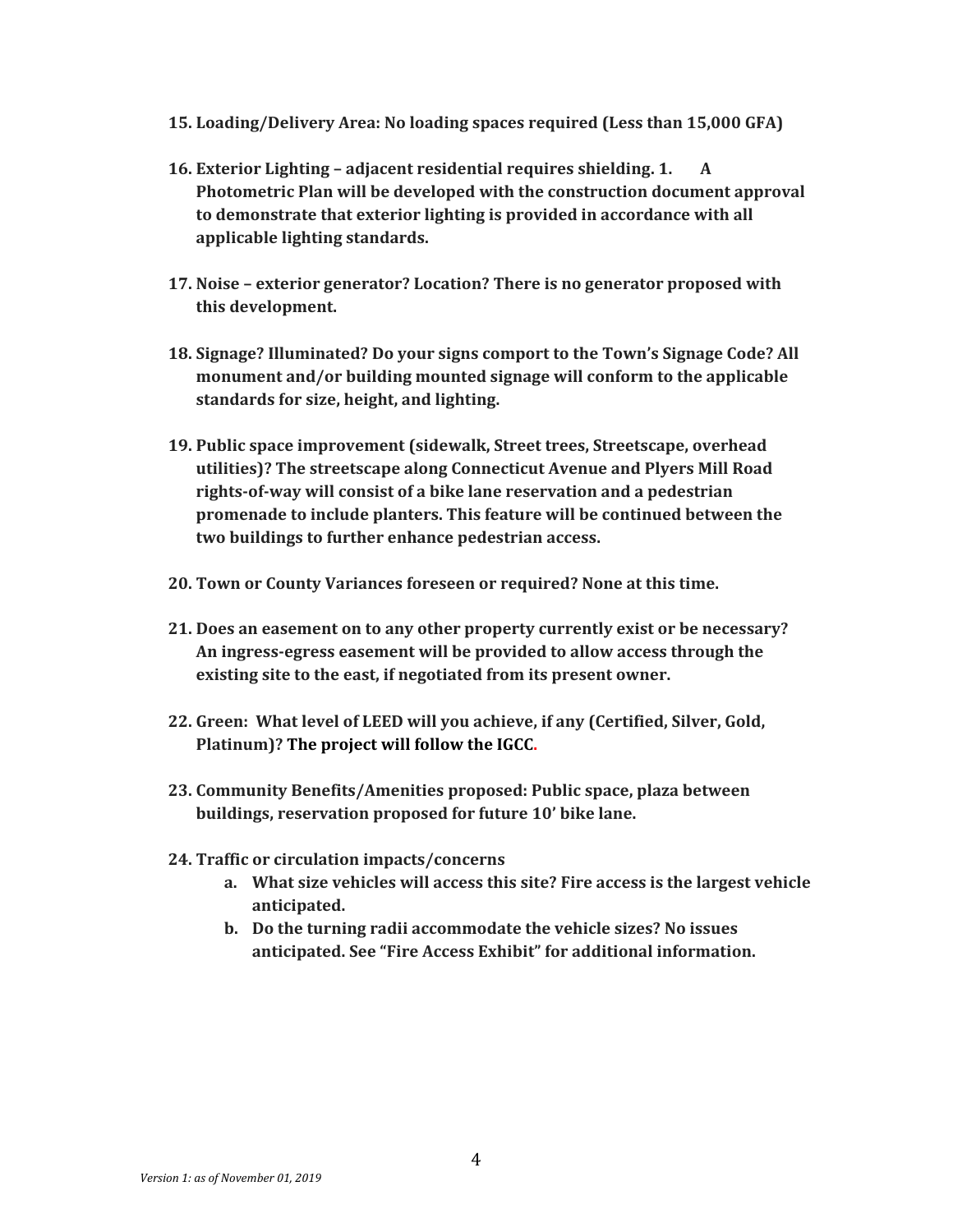15. **Loading/Delivery Area: No loading spaces required (Less than 15,000 GFA)**

16. **Exterior Lighting – adjacent residential requires shielding. 1. A Photometric Plan will be developed with the construction document approval to demonstrate that exterior lighting is provided in accordance with all applicable lighting standards.**

17. **Noise – exterior generator? Location? There is no generator proposed with this development.**

18. **Signage? Illuminated? Do your signs comport to the Town's Signage Code? All monument and/or building mounted signage will conform to the applicable standards for size, height, and lighting.**

19. **Public space improvement (sidewalk, Street trees, Streetscape, overhead utilities)? The streetscape along Connecticut Avenue and Plyers Mill Road rights-of-way will consist of a bike lane reservation and a pedestrian promenade to include planters. This feature will be continued between the two buildings to further enhance pedestrian access.**

20. **Town or County Variances foreseen or required? None at this time.**

21. **Does an easement on to any other property currently exist or be necessary? An ingress-egress easement will be provided to allow access through the existing site to the east, if negotiated from its present owner.**

22. **Green: What level of LEED will you achieve, if any (Certified, Silver, Gold, Platinum)? The project will follow the IGCC.**

23. **Community Benefits/Amenities proposed: Public space, plaza between buildings, reservation proposed for future 10' bike lane.**

24. **Traffic or circulation impacts/concerns**
    a. **What size vehicles will access this site? Fire access is the largest vehicle anticipated.**
    b. **Do the turning radii accommodate the vehicle sizes? No issues anticipated. See "Fire Access Exhibit" for additional information.**

*Version 1: as of November 01, 2019*